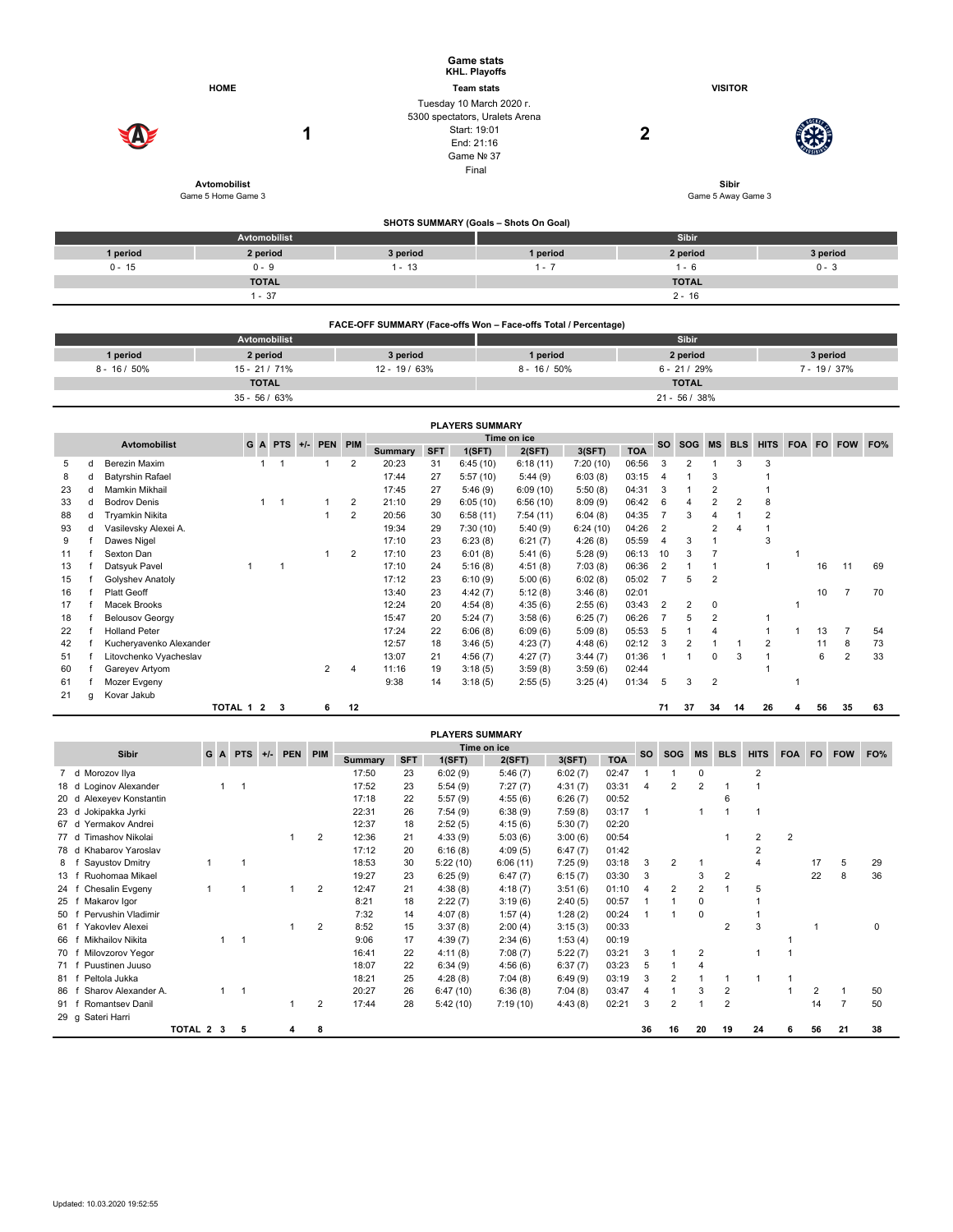# Game stats

## KHL. Playoffs

**HOME** — **Team stats** — **VISITOR**

Tuesday 10 March 2020 г.
5300 spectators, Uralets Arena
Start: 19:01
End: 21:16
Game № 37
Final

| HOME | | VISITOR |
|---|---|---|
| **Avtomobilist** | 1 : 2 | **Sibir** |
| Game 5 Home Game 3 | | Game 5 Away Game 3 |

### SHOTS SUMMARY (Goals – Shots On Goal)

| Avtomobilist | | | Sibir | | |
|---|---|---|---|---|---|
| 1 period | 2 period | 3 period | 1 period | 2 period | 3 period |
| 0 - 15 | 0 - 9 | 1 - 13 | 1 - 7 | 1 - 6 | 0 - 3 |
| TOTAL | | | TOTAL | | |
| 1 - 37 | | | 2 - 16 | | |

### FACE-OFF SUMMARY (Face-offs Won – Face-offs Total / Percentage)

| Avtomobilist | | | Sibir | | |
|---|---|---|---|---|---|
| 1 period | 2 period | 3 period | 1 period | 2 period | 3 period |
| 8 - 16 / 50% | 15 - 21 / 71% | 12 - 19 / 63% | 8 - 16 / 50% | 6 - 21 / 29% | 7 - 19 / 37% |
| TOTAL | | | TOTAL | | |
| 35 - 56 / 63% | | | 21 - 56 / 38% | | |

### PLAYERS SUMMARY

| | | Avtomobilist | G | A | PTS | +/- | PEN | PIM | Time on ice: Summary | SFT | 1(SFT) | 2(SFT) | 3(SFT) | TOA | SO | SOG | MS | BLS | HITS | FOA | FO | FOW | FO% |
|---|---|---|---|---|---|---|---|---|---|---|---|---|---|---|---|---|---|---|---|---|---|---|---|
| 5 | d | Berezin Maxim | | 1 | 1 | | 1 | 2 | 20:23 | 31 | 6:45 (10) | 6:18 (11) | 7:20 (10) | 06:56 | 3 | 2 | 1 | 3 | 3 | | | | |
| 8 | d | Batyrshin Rafael | | | | | | | 17:44 | 27 | 5:57 (10) | 5:44 (9) | 6:03 (8) | 03:15 | 4 | 1 | 3 | | 1 | | | | |
| 23 | d | Mamkin Mikhail | | | | | | | 17:45 | 27 | 5:46 (9) | 6:09 (10) | 5:50 (8) | 04:31 | 3 | 1 | 2 | | 1 | | | | |
| 33 | d | Bodrov Denis | | 1 | 1 | | 1 | 2 | 21:10 | 29 | 6:05 (10) | 6:56 (10) | 8:09 (9) | 06:42 | 6 | 4 | 2 | 2 | 8 | | | | |
| 88 | d | Tryamkin Nikita | | | | | 1 | 2 | 20:56 | 30 | 6:58 (11) | 7:54 (11) | 6:04 (8) | 04:35 | 7 | 3 | 4 | 1 | 2 | | | | |
| 93 | d | Vasilevsky Alexei A. | | | | | | | 19:34 | 29 | 7:30 (10) | 5:40 (9) | 6:24 (10) | 04:26 | 2 | | 2 | 4 | 1 | | | | |
| 9 | f | Dawes Nigel | | | | | | | 17:10 | 23 | 6:23 (8) | 6:21 (7) | 4:26 (8) | 05:59 | 4 | 3 | 1 | | 3 | | | | |
| 11 | f | Sexton Dan | | | | | 1 | 2 | 17:10 | 23 | 6:01 (8) | 5:41 (6) | 5:28 (9) | 06:13 | 10 | 3 | 7 | | | 1 | | | |
| 13 | f | Datsyuk Pavel | 1 | | 1 | | | | 17:10 | 24 | 5:16 (8) | 4:51 (8) | 7:03 (8) | 06:36 | 2 | 1 | 1 | | 1 | | 16 | 11 | 69 |
| 15 | f | Golyshev Anatoly | | | | | | | 17:12 | 23 | 6:10 (9) | 5:00 (6) | 6:02 (8) | 05:02 | 7 | 5 | 2 | | | | | | |
| 16 | f | Platt Geoff | | | | | | | 13:40 | 23 | 4:42 (7) | 5:12 (8) | 3:46 (8) | 02:01 | | | | | | | 10 | 7 | 70 |
| 17 | f | Macek Brooks | | | | | | | 12:24 | 20 | 4:54 (8) | 4:35 (6) | 2:55 (6) | 03:43 | 2 | 2 | 0 | | | 1 | | | |
| 18 | f | Belousov Georgy | | | | | | | 15:47 | 20 | 5:24 (7) | 3:58 (6) | 6:25 (7) | 06:26 | 7 | 5 | 2 | | 1 | | | | |
| 22 | f | Holland Peter | | | | | | | 17:24 | 22 | 6:06 (8) | 6:09 (6) | 5:09 (8) | 05:53 | 5 | 1 | 4 | | 1 | 1 | 13 | 7 | 54 |
| 42 | f | Kucheryavenko Alexander | | | | | | | 12:57 | 18 | 3:46 (5) | 4:23 (7) | 4:48 (6) | 02:12 | 3 | 2 | 1 | 1 | 2 | | 11 | 8 | 73 |
| 51 | f | Litovchenko Vyacheslav | | | | | | | 13:07 | 21 | 4:56 (7) | 4:27 (7) | 3:44 (7) | 01:36 | 1 | 1 | 0 | 3 | 1 | | 6 | 2 | 33 |
| 60 | f | Gareyev Artyom | | | | | 2 | 4 | 11:16 | 19 | 3:18 (5) | 3:59 (6) | 3:59 (6) | 02:44 | | | | | 1 | | | | |
| 61 | f | Mozer Evgeny | | | | | | | 9:38 | 14 | 3:18 (5) | 2:55 (5) | 3:25 (4) | 01:34 | 5 | 3 | 2 | | | 1 | | | |
| 21 | g | Kovar Jakub | | | | | | | | | | | | | | | | | | | | | |
| | | TOTAL | 1 | 2 | 3 | | 6 | 12 | | | | | | | 71 | 37 | 34 | 14 | 26 | 4 | 56 | 35 | 63 |

### PLAYERS SUMMARY

| | | Sibir | G | A | PTS | +/- | PEN | PIM | Time on ice: Summary | SFT | 1(SFT) | 2(SFT) | 3(SFT) | TOA | SO | SOG | MS | BLS | HITS | FOA | FO | FOW | FO% |
|---|---|---|---|---|---|---|---|---|---|---|---|---|---|---|---|---|---|---|---|---|---|---|---|
| 7 | d | Morozov Ilya | | | | | | | 17:50 | 23 | 6:02 (9) | 5:46 (7) | 6:02 (7) | 02:47 | 1 | 1 | 0 | | 2 | | | | |
| 18 | d | Loginov Alexander | | 1 | 1 | | | | 17:52 | 23 | 5:54 (9) | 7:27 (7) | 4:31 (7) | 03:31 | 4 | 2 | 2 | 1 | 1 | | | | |
| 20 | d | Alexeyev Konstantin | | | | | | | 17:18 | 22 | 5:57 (9) | 4:55 (6) | 6:26 (7) | 00:52 | | | | 6 | | | | | |
| 23 | d | Jokipakka Jyrki | | | | | | | 22:31 | 26 | 7:54 (9) | 6:38 (9) | 7:59 (8) | 03:17 | 1 | | 1 | 1 | 1 | | | | |
| 67 | d | Yermakov Andrei | | | | | | | 12:37 | 18 | 2:52 (5) | 4:15 (6) | 5:30 (7) | 02:20 | | | | | | | | | |
| 77 | d | Timashov Nikolai | | | | | 1 | 2 | 12:36 | 21 | 4:33 (9) | 5:03 (6) | 3:00 (6) | 00:54 | | | | 1 | 2 | 2 | | | |
| 78 | d | Khabarov Yaroslav | | | | | | | 17:12 | 20 | 6:16 (8) | 4:09 (5) | 6:47 (7) | 01:42 | | | | | 2 | | | | |
| 8 | f | Sayustov Dmitry | 1 | | 1 | | | | 18:53 | 30 | 5:22 (10) | 6:06 (11) | 7:25 (9) | 03:18 | 3 | 2 | 1 | | 4 | | 17 | 5 | 29 |
| 13 | f | Ruohomaa Mikael | | | | | | | 19:27 | 23 | 6:25 (9) | 6:47 (7) | 6:15 (7) | 03:30 | 3 | | 3 | 2 | | | 22 | 8 | 36 |
| 24 | f | Chesalin Evgeny | 1 | | 1 | | 1 | 2 | 12:47 | 21 | 4:38 (8) | 4:18 (7) | 3:51 (6) | 01:10 | 4 | 2 | 2 | 1 | 5 | | | | |
| 25 | f | Makarov Igor | | | | | | | 8:21 | 18 | 2:22 (7) | 3:19 (6) | 2:40 (5) | 00:57 | 1 | 1 | 0 | | 1 | | | | |
| 50 | f | Pervushin Vladimir | | | | | | | 7:32 | 14 | 4:07 (8) | 1:57 (4) | 1:28 (2) | 00:24 | 1 | 1 | 0 | | 1 | | | | |
| 61 | f | Yakovlev Alexei | | | | | 1 | 2 | 8:52 | 15 | 3:37 (8) | 2:00 (4) | 3:15 (3) | 00:33 | | | | 2 | 3 | | 1 | | 0 |
| 66 | f | Mikhailov Nikita | | 1 | 1 | | | | 9:06 | 17 | 4:39 (7) | 2:34 (6) | 1:53 (4) | 00:19 | | | | | | 1 | | | |
| 70 | f | Milovzorov Yegor | | | | | | | 16:41 | 22 | 4:11 (8) | 7:08 (7) | 5:22 (7) | 03:21 | 3 | 1 | 2 | | 1 | 1 | | | |
| 71 | f | Puustinen Juuso | | | | | | | 18:07 | 22 | 6:34 (9) | 4:56 (6) | 6:37 (7) | 03:23 | 5 | 1 | 4 | | | | | | |
| 81 | f | Peltola Jukka | | | | | | | 18:21 | 25 | 4:28 (8) | 7:04 (8) | 6:49 (9) | 03:19 | 3 | 2 | 1 | 1 | 1 | 1 | | | |
| 86 | f | Sharov Alexander A. | | 1 | 1 | | | | 20:27 | 26 | 6:47 (10) | 6:36 (8) | 7:04 (8) | 03:47 | 4 | 1 | 3 | 2 | | 1 | 2 | 1 | 50 |
| 91 | f | Romantsev Danil | | | | | 1 | 2 | 17:44 | 28 | 5:42 (10) | 7:19 (10) | 4:43 (8) | 02:21 | 3 | 2 | 1 | 2 | | | 14 | 7 | 50 |
| 29 | g | Sateri Harri | | | | | | | | | | | | | | | | | | | | | |
| | | TOTAL | 2 | 3 | 5 | | 4 | 8 | | | | | | | 36 | 16 | 20 | 19 | 24 | 6 | 56 | 21 | 38 |

Updated: 10.03.2020 19:52:55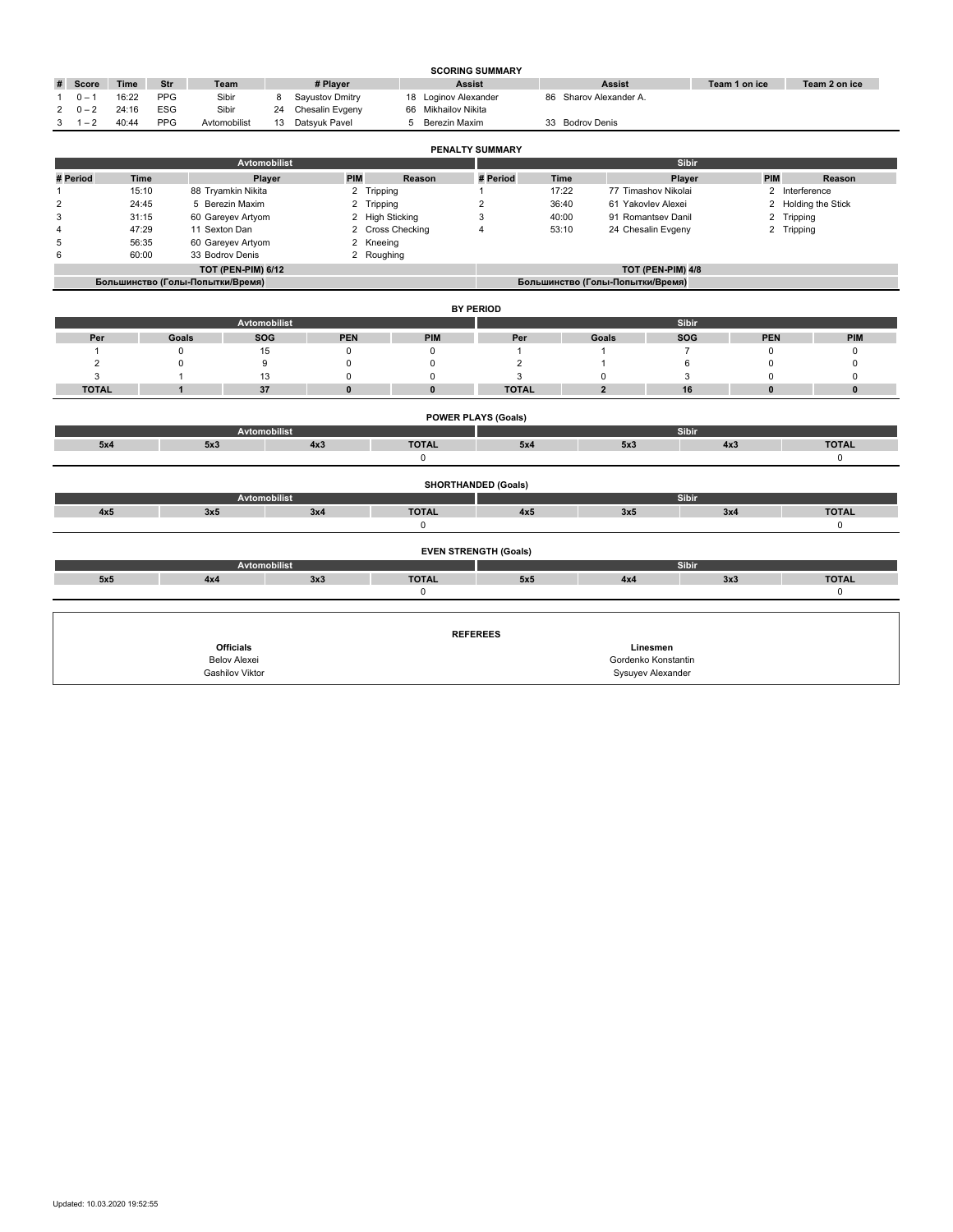## SCORING SUMMARY

| # | Score | Time | Str | Team | # Player | Assist | Assist | Team 1 on ice | Team 2 on ice |
|---|---|---|---|---|---|---|---|---|---|
| 1 | 0 – 1 | 16:22 | PPG | Sibir | 8 Sayustov Dmitry | 18 Loginov Alexander | 86 Sharov Alexander A. | | |
| 2 | 0 – 2 | 24:16 | ESG | Sibir | 24 Chesalin Evgeny | 66 Mikhailov Nikita | | | |
| 3 | 1 – 2 | 40:44 | PPG | Avtomobilist | 13 Datsyuk Pavel | 5 Berezin Maxim | 33 Bodrov Denis | | |

## PENALTY SUMMARY

| Avtomobilist | | | | | Sibir | | | | |
|---|---|---|---|---|---|---|---|---|---|
| # Period | Time | Player | PIM | Reason | # Period | Time | Player | PIM | Reason |
| 1 | 15:10 | 88 Tryamkin Nikita | 2 | Tripping | 1 | 17:22 | 77 Timashov Nikolai | 2 | Interference |
| 2 | 24:45 | 5 Berezin Maxim | 2 | Tripping | 2 | 36:40 | 61 Yakovlev Alexei | 2 | Holding the Stick |
| 3 | 31:15 | 60 Gareyev Artyom | 2 | High Sticking | 3 | 40:00 | 91 Romantsev Danil | 2 | Tripping |
| 4 | 47:29 | 11 Sexton Dan | 2 | Cross Checking | 4 | 53:10 | 24 Chesalin Evgeny | 2 | Tripping |
| 5 | 56:35 | 60 Gareyev Artyom | 2 | Kneeing | | | | | |
| 6 | 60:00 | 33 Bodrov Denis | 2 | Roughing | | | | | |
| TOT (PEN-PIM) 6/12 | | | | | TOT (PEN-PIM) 4/8 | | | | |
| Большинство (Голы-Попытки/Время) | | | | | Большинство (Голы-Попытки/Время) | | | | |

## BY PERIOD

| Avtomobilist | | | | | Sibir | | | | |
|---|---|---|---|---|---|---|---|---|---|
| Per | Goals | SOG | PEN | PIM | Per | Goals | SOG | PEN | PIM |
| 1 | 0 | 15 | 0 | 0 | 1 | 1 | 7 | 0 | 0 |
| 2 | 0 | 9 | 0 | 0 | 2 | 1 | 6 | 0 | 0 |
| 3 | 1 | 13 | 0 | 0 | 3 | 0 | 3 | 0 | 0 |
| **TOTAL** | **1** | **37** | **0** | **0** | **TOTAL** | **2** | **16** | **0** | **0** |

## POWER PLAYS (Goals)

| Avtomobilist | | | | Sibir | | | |
|---|---|---|---|---|---|---|---|
| 5x4 | 5x3 | 4x3 | TOTAL | 5x4 | 5x3 | 4x3 | TOTAL |
| | | | 0 | | | | 0 |

## SHORTHANDED (Goals)

| Avtomobilist | | | | Sibir | | | |
|---|---|---|---|---|---|---|---|
| 4x5 | 3x5 | 3x4 | TOTAL | 4x5 | 3x5 | 3x4 | TOTAL |
| | | | 0 | | | | 0 |

## EVEN STRENGTH (Goals)

| Avtomobilist | | | | Sibir | | | |
|---|---|---|---|---|---|---|---|
| 5x5 | 4x4 | 3x3 | TOTAL | 5x5 | 4x4 | 3x3 | TOTAL |
| | | | 0 | | | | 0 |

## REFEREES

| Officials | Linesmen |
|---|---|
| Belov Alexei | Gordenko Konstantin |
| Gashilov Viktor | Sysuyev Alexander |

Updated: 10.03.2020 19:52:55